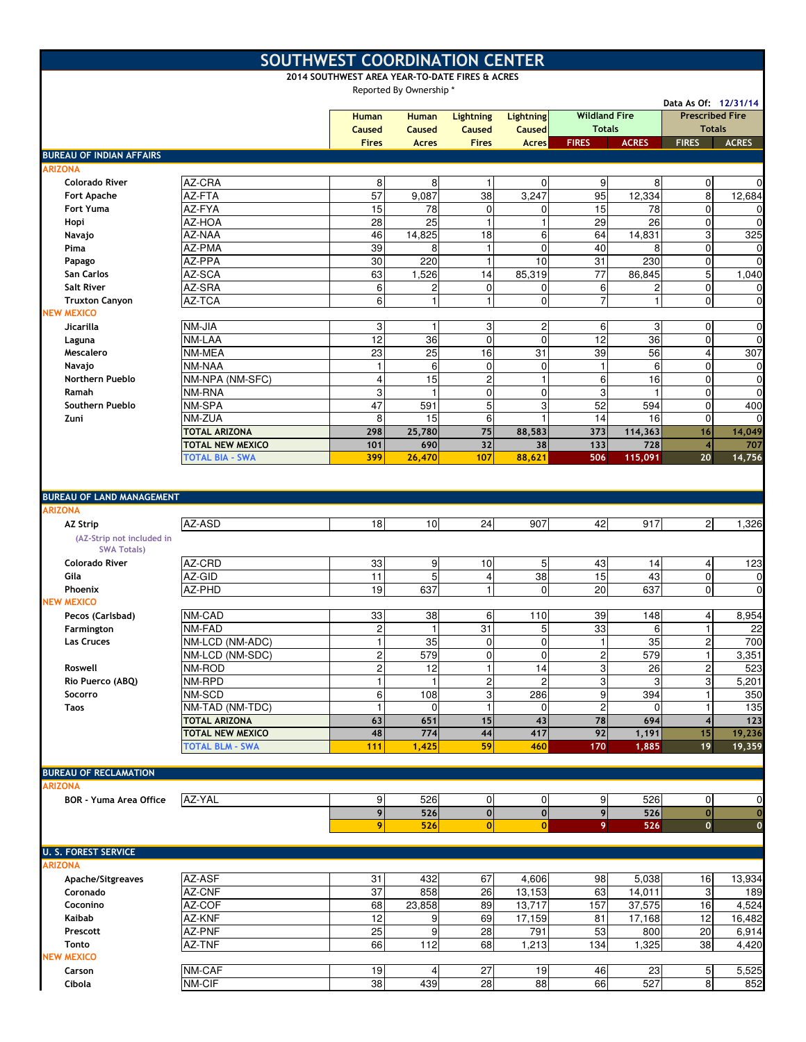# SOUTHWEST COORDINATION CENTER

**2014 SOUTHWEST AREA YEAR-TO-DATE FIRES & ACRES**

Reported By Ownership *

Data As Of: 12/31/14

| | | Human Caused Fires | Human Caused Acres | Lightning Caused Fires | Lightning Caused Acres | Wildland Fire Totals FIRES | Wildland Fire Totals ACRES | Prescribed Fire Totals FIRES | Prescribed Fire Totals ACRES |
|---|---|---|---|---|---|---|---|---|---|
| **BUREAU OF INDIAN AFFAIRS** | | | | | | | | | |
| ARIZONA | | | | | | | | | |
| Colorado River | AZ-CRA | 8 | 8 | 1 | 0 | 9 | 8 | 0 | 0 |
| Fort Apache | AZ-FTA | 57 | 9,087 | 38 | 3,247 | 95 | 12,334 | 8 | 12,684 |
| Fort Yuma | AZ-FYA | 15 | 78 | 0 | 0 | 15 | 78 | 0 | 0 |
| Hopi | AZ-HOA | 28 | 25 | 1 | 1 | 29 | 26 | 0 | 0 |
| Navajo | AZ-NAA | 46 | 14,825 | 18 | 6 | 64 | 14,831 | 3 | 325 |
| Pima | AZ-PMA | 39 | 8 | 1 | 0 | 40 | 8 | 0 | 0 |
| Papago | AZ-PPA | 30 | 220 | 1 | 10 | 31 | 230 | 0 | 0 |
| San Carlos | AZ-SCA | 63 | 1,526 | 14 | 85,319 | 77 | 86,845 | 5 | 1,040 |
| Salt River | AZ-SRA | 6 | 2 | 0 | 0 | 6 | 2 | 0 | 0 |
| Truxton Canyon | AZ-TCA | 6 | 1 | 1 | 0 | 7 | 1 | 0 | 0 |
| NEW MEXICO | | | | | | | | | |
| Jicarilla | NM-JIA | 3 | 1 | 3 | 2 | 6 | 3 | 0 | 0 |
| Laguna | NM-LAA | 12 | 36 | 0 | 0 | 12 | 36 | 0 | 0 |
| Mescalero | NM-MEA | 23 | 25 | 16 | 31 | 39 | 56 | 4 | 307 |
| Navajo | NM-NAA | 1 | 6 | 0 | 0 | 1 | 6 | 0 | 0 |
| Northern Pueblo | NM-NPA (NM-SFC) | 4 | 15 | 2 | 1 | 6 | 16 | 0 | 0 |
| Ramah | NM-RNA | 3 | 1 | 0 | 0 | 3 | 1 | 0 | 0 |
| Southern Pueblo | NM-SPA | 47 | 591 | 5 | 3 | 52 | 594 | 0 | 400 |
| Zuni | NM-ZUA | 8 | 15 | 6 | 1 | 14 | 16 | 0 | 0 |
| | **TOTAL ARIZONA** | **298** | **25,780** | **75** | **88,583** | **373** | **114,363** | **16** | **14,049** |
| | **TOTAL NEW MEXICO** | **101** | **690** | **32** | **38** | **133** | **728** | **4** | **707** |
| | **TOTAL BIA - SWA** | **399** | **26,470** | **107** | **88,621** | **506** | **115,091** | **20** | **14,756** |
| **BUREAU OF LAND MANAGEMENT** | | | | | | | | | |
| ARIZONA | | | | | | | | | |
| AZ Strip (AZ-Strip not included in SWA Totals) | AZ-ASD | 18 | 10 | 24 | 907 | 42 | 917 | 2 | 1,326 |
| Colorado River | AZ-CRD | 33 | 9 | 10 | 5 | 43 | 14 | 4 | 123 |
| Gila | AZ-GID | 11 | 5 | 4 | 38 | 15 | 43 | 0 | 0 |
| Phoenix | AZ-PHD | 19 | 637 | 1 | 0 | 20 | 637 | 0 | 0 |
| NEW MEXICO | | | | | | | | | |
| Pecos (Carlsbad) | NM-CAD | 33 | 38 | 6 | 110 | 39 | 148 | 4 | 8,954 |
| Farmington | NM-FAD | 2 | 1 | 31 | 5 | 33 | 6 | 1 | 22 |
| Las Cruces | NM-LCD (NM-ADC) | 1 | 35 | 0 | 0 | 1 | 35 | 2 | 700 |
| | NM-LCD (NM-SDC) | 2 | 579 | 0 | 0 | 2 | 579 | 1 | 3,351 |
| Roswell | NM-ROD | 2 | 12 | 1 | 14 | 3 | 26 | 2 | 523 |
| Rio Puerco (ABQ) | NM-RPD | 1 | 1 | 2 | 2 | 3 | 3 | 3 | 5,201 |
| Socorro | NM-SCD | 6 | 108 | 3 | 286 | 9 | 394 | 1 | 350 |
| Taos | NM-TAD (NM-TDC) | 1 | 0 | 1 | 0 | 2 | 0 | 1 | 135 |
| | **TOTAL ARIZONA** | **63** | **651** | **15** | **43** | **78** | **694** | **4** | **123** |
| | **TOTAL NEW MEXICO** | **48** | **774** | **44** | **417** | **92** | **1,191** | **15** | **19,236** |
| | **TOTAL BLM - SWA** | **111** | **1,425** | **59** | **460** | **170** | **1,885** | **19** | **19,359** |
| **BUREAU OF RECLAMATION** | | | | | | | | | |
| ARIZONA | | | | | | | | | |
| BOR - Yuma Area Office | AZ-YAL | 9 | 526 | 0 | 0 | 9 | 526 | 0 | 0 |
| | | **9** | **526** | **0** | **0** | **9** | **526** | **0** | **0** |
| | | **9** | **526** | **0** | **0** | **9** | **526** | **0** | **0** |
| **U. S. FOREST SERVICE** | | | | | | | | | |
| ARIZONA | | | | | | | | | |
| Apache/Sitgreaves | AZ-ASF | 31 | 432 | 67 | 4,606 | 98 | 5,038 | 16 | 13,934 |
| Coronado | AZ-CNF | 37 | 858 | 26 | 13,153 | 63 | 14,011 | 3 | 189 |
| Coconino | AZ-COF | 68 | 23,858 | 89 | 13,717 | 157 | 37,575 | 16 | 4,524 |
| Kaibab | AZ-KNF | 12 | 9 | 69 | 17,159 | 81 | 17,168 | 12 | 16,482 |
| Prescott | AZ-PNF | 25 | 9 | 28 | 791 | 53 | 800 | 20 | 6,914 |
| Tonto | AZ-TNF | 66 | 112 | 68 | 1,213 | 134 | 1,325 | 38 | 4,420 |
| NEW MEXICO | | | | | | | | | |
| Carson | NM-CAF | 19 | 4 | 27 | 19 | 46 | 23 | 5 | 5,525 |
| Cibola | NM-CIF | 38 | 439 | 28 | 88 | 66 | 527 | 8 | 852 |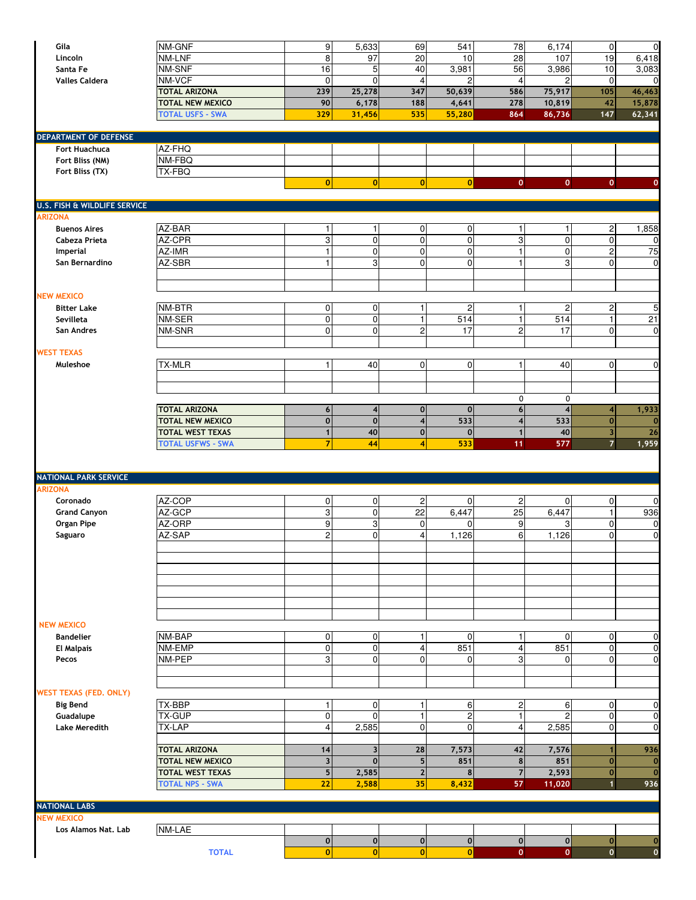| | | | | | | | | | |
|---|---|---|---|---|---|---|---|---|---|
| Gila | NM-GNF | 9 | 5,633 | 69 | 541 | 78 | 6,174 | 0 | 0 |
| Lincoln | NM-LNF | 8 | 97 | 20 | 10 | 28 | 107 | 19 | 6,418 |
| Santa Fe | NM-SNF | 16 | 5 | 40 | 3,981 | 56 | 3,986 | 10 | 3,083 |
| Valles Caldera | NM-VCF | 0 | 0 | 4 | 2 | 4 | 2 | 0 | 0 |
| | **TOTAL ARIZONA** | **239** | **25,278** | **347** | **50,639** | **586** | **75,917** | **105** | **46,463** |
| | **TOTAL NEW MEXICO** | **90** | **6,178** | **188** | **4,641** | **278** | **10,819** | **42** | **15,878** |
| | **TOTAL USFS - SWA** | **329** | **31,456** | **535** | **55,280** | **864** | **86,736** | **147** | **62,341** |

## DEPARTMENT OF DEFENSE

| | | | | | | | | | |
|---|---|---|---|---|---|---|---|---|---|
| Fort Huachuca | AZ-FHQ | | | | | | | | |
| Fort Bliss (NM) | NM-FBQ | | | | | | | | |
| Fort Bliss (TX) | TX-FBQ | | | | | | | | |
| | | **0** | **0** | **0** | **0** | **0** | **0** | **0** | **0** |

## U.S. FISH & WILDLIFE SERVICE

| | | | | | | | | | |
|---|---|---|---|---|---|---|---|---|---|
| **ARIZONA** | | | | | | | | | |
| Buenos Aires | AZ-BAR | 1 | 1 | 0 | 0 | 1 | 1 | 2 | 1,858 |
| Cabeza Prieta | AZ-CPR | 3 | 0 | 0 | 0 | 3 | 0 | 0 | 0 |
| Imperial | AZ-IMR | 1 | 0 | 0 | 0 | 1 | 0 | 2 | 75 |
| San Bernardino | AZ-SBR | 1 | 3 | 0 | 0 | 1 | 3 | 0 | 0 |
| **NEW MEXICO** | | | | | | | | | |
| Bitter Lake | NM-BTR | 0 | 0 | 1 | 2 | 1 | 2 | 2 | 5 |
| Sevilleta | NM-SER | 0 | 0 | 1 | 514 | 1 | 514 | 1 | 21 |
| San Andres | NM-SNR | 0 | 0 | 2 | 17 | 2 | 17 | 0 | 0 |
| **WEST TEXAS** | | | | | | | | | |
| Muleshoe | TX-MLR | 1 | 40 | 0 | 0 | 1 | 40 | 0 | 0 |
| | | | | | | 0 | 0 | | |
| | **TOTAL ARIZONA** | **6** | **4** | **0** | **0** | **6** | **4** | **4** | **1,933** |
| | **TOTAL NEW MEXICO** | **0** | **0** | **4** | **533** | **4** | **533** | **0** | **0** |
| | **TOTAL WEST TEXAS** | **1** | **40** | **0** | **0** | **1** | **40** | **3** | **26** |
| | **TOTAL USFWS - SWA** | **7** | **44** | **4** | **533** | **11** | **577** | **7** | **1,959** |

## NATIONAL PARK SERVICE

| | | | | | | | | | |
|---|---|---|---|---|---|---|---|---|---|
| **ARIZONA** | | | | | | | | | |
| Coronado | AZ-COP | 0 | 0 | 2 | 0 | 2 | 0 | 0 | 0 |
| Grand Canyon | AZ-GCP | 3 | 0 | 22 | 6,447 | 25 | 6,447 | 1 | 936 |
| Organ Pipe | AZ-ORP | 9 | 3 | 0 | 0 | 9 | 3 | 0 | 0 |
| Saguaro | AZ-SAP | 2 | 0 | 4 | 1,126 | 6 | 1,126 | 0 | 0 |
| **NEW MEXICO** | | | | | | | | | |
| Bandelier | NM-BAP | 0 | 0 | 1 | 0 | 1 | 0 | 0 | 0 |
| El Malpais | NM-EMP | 0 | 0 | 4 | 851 | 4 | 851 | 0 | 0 |
| Pecos | NM-PEP | 3 | 0 | 0 | 0 | 3 | 0 | 0 | 0 |
| **WEST TEXAS (FED. ONLY)** | | | | | | | | | |
| Big Bend | TX-BBP | 1 | 0 | 1 | 6 | 2 | 6 | 0 | 0 |
| Guadalupe | TX-GUP | 0 | 0 | 1 | 2 | 1 | 2 | 0 | 0 |
| Lake Meredith | TX-LAP | 4 | 2,585 | 0 | 0 | 4 | 2,585 | 0 | 0 |
| | **TOTAL ARIZONA** | **14** | **3** | **28** | **7,573** | **42** | **7,576** | **1** | **936** |
| | **TOTAL NEW MEXICO** | **3** | **0** | **5** | **851** | **8** | **851** | **0** | **0** |
| | **TOTAL WEST TEXAS** | **5** | **2,585** | **2** | **8** | **7** | **2,593** | **0** | **0** |
| | **TOTAL NPS - SWA** | **22** | **2,588** | **35** | **8,432** | **57** | **11,020** | **1** | **936** |

## NATIONAL LABS

| | | | | | | | | | |
|---|---|---|---|---|---|---|---|---|---|
| **NEW MEXICO** | | | | | | | | | |
| Los Alamos Nat. Lab | NM-LAE | | | | | | | | |
| | | **0** | **0** | **0** | **0** | **0** | **0** | **0** | **0** |
| | **TOTAL** | **0** | **0** | **0** | **0** | **0** | **0** | **0** | **0** |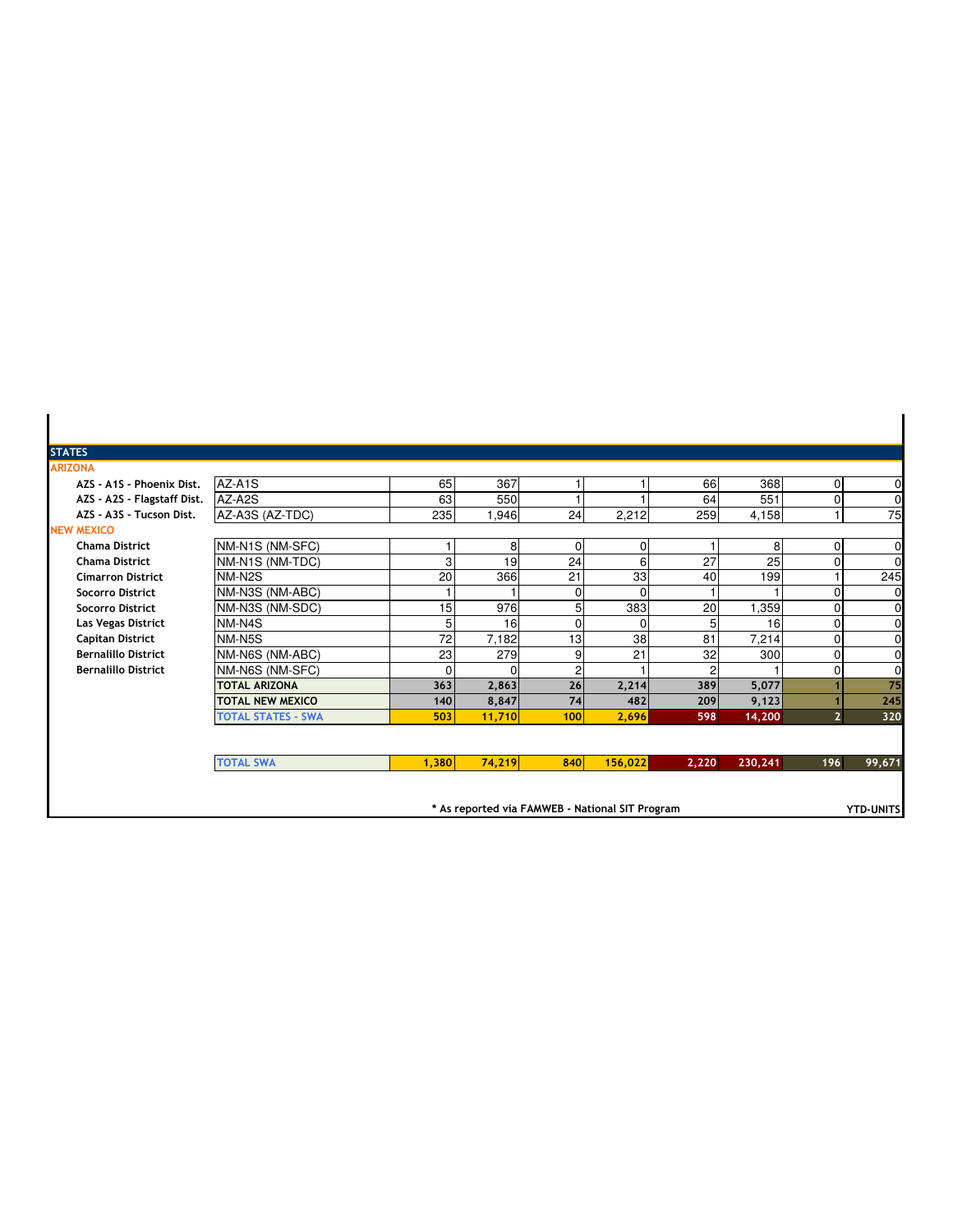| | | | | | | | | | |
|---|---|---|---|---|---|---|---|---|---|
| **STATES** | | | | | | | | | |
| **ARIZONA** | | | | | | | | | |
| **AZS - A1S - Phoenix Dist.** | AZ-A1S | 65 | 367 | 1 | 1 | 66 | 368 | 0 | 0 |
| **AZS - A2S - Flagstaff Dist.** | AZ-A2S | 63 | 550 | 1 | 1 | 64 | 551 | 0 | 0 |
| **AZS - A3S - Tucson Dist.** | AZ-A3S (AZ-TDC) | 235 | 1,946 | 24 | 2,212 | 259 | 4,158 | 1 | 75 |
| **NEW MEXICO** | | | | | | | | | |
| **Chama District** | NM-N1S (NM-SFC) | 1 | 8 | 0 | 0 | 1 | 8 | 0 | 0 |
| **Chama District** | NM-N1S (NM-TDC) | 3 | 19 | 24 | 6 | 27 | 25 | 0 | 0 |
| **Cimarron District** | NM-N2S | 20 | 366 | 21 | 33 | 40 | 199 | 1 | 245 |
| **Socorro District** | NM-N3S (NM-ABC) | 1 | 1 | 0 | 0 | 1 | 1 | 0 | 0 |
| **Socorro District** | NM-N3S (NM-SDC) | 15 | 976 | 5 | 383 | 20 | 1,359 | 0 | 0 |
| **Las Vegas District** | NM-N4S | 5 | 16 | 0 | 0 | 5 | 16 | 0 | 0 |
| **Capitan District** | NM-N5S | 72 | 7,182 | 13 | 38 | 81 | 7,214 | 0 | 0 |
| **Bernalillo District** | NM-N6S (NM-ABC) | 23 | 279 | 9 | 21 | 32 | 300 | 0 | 0 |
| **Bernalillo District** | NM-N6S (NM-SFC) | 0 | 0 | 2 | 1 | 2 | 1 | 0 | 0 |
| | **TOTAL ARIZONA** | **363** | **2,863** | **26** | **2,214** | **389** | **5,077** | **1** | **75** |
| | **TOTAL NEW MEXICO** | **140** | **8,847** | **74** | **482** | **209** | **9,123** | **1** | **245** |
| | **TOTAL STATES - SWA** | **503** | **11,710** | **100** | **2,696** | **598** | **14,200** | **2** | **320** |
| | | | | | | | | | |
| | **TOTAL SWA** | **1,380** | **74,219** | **840** | **156,022** | **2,220** | **230,241** | **196** | **99,671** |

**\* As reported via FAMWEB - National SIT Program**

**YTD-UNITS**